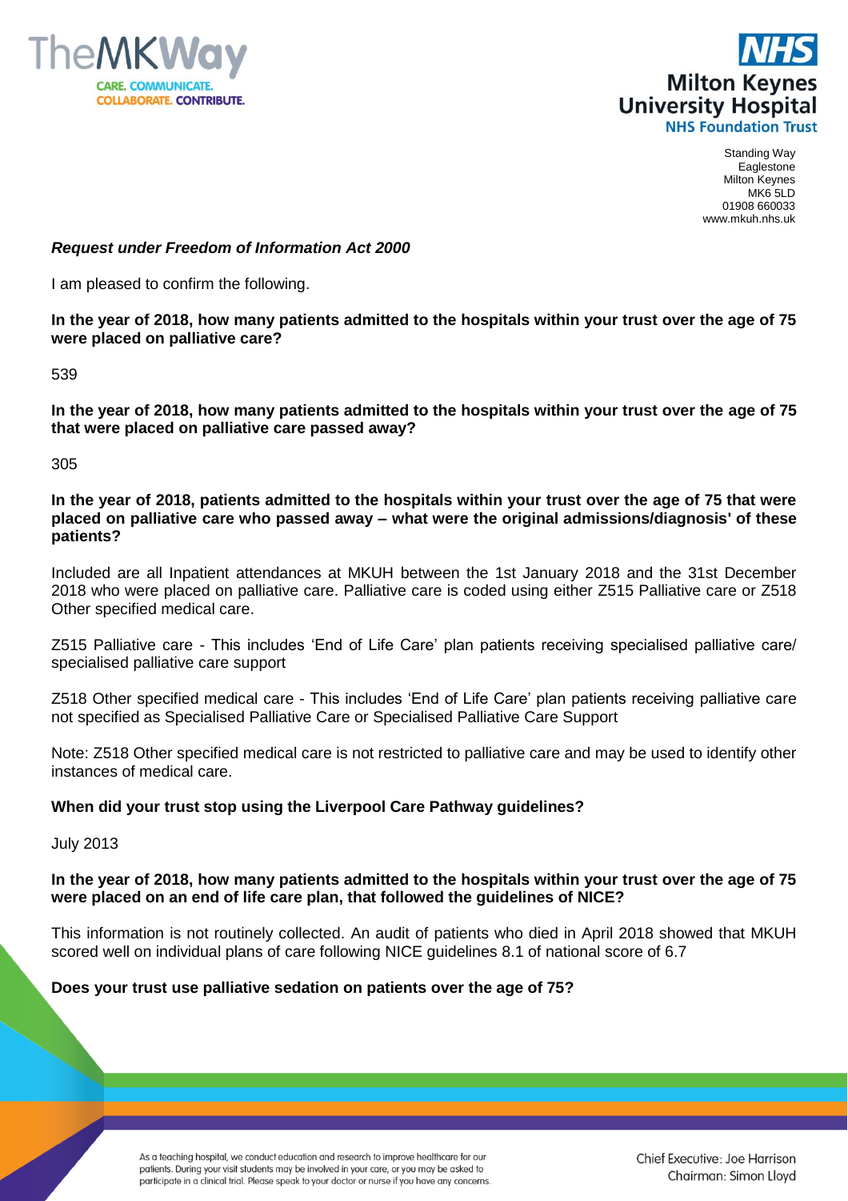Standing Way
Eaglestone
Milton Keynes
MK6 5LD
01908 660033
www.mkuh.nhs.uk

***Request under Freedom of Information Act 2000***

I am pleased to confirm the following.

**In the year of 2018, how many patients admitted to the hospitals within your trust over the age of 75 were placed on palliative care?**

539

**In the year of 2018, how many patients admitted to the hospitals within your trust over the age of 75 that were placed on palliative care passed away?**

305

**In the year of 2018, patients admitted to the hospitals within your trust over the age of 75 that were placed on palliative care who passed away – what were the original admissions/diagnosis' of these patients?**

Included are all Inpatient attendances at MKUH between the 1st January 2018 and the 31st December 2018 who were placed on palliative care. Palliative care is coded using either Z515 Palliative care or Z518 Other specified medical care.

Z515 Palliative care - This includes 'End of Life Care' plan patients receiving specialised palliative care/ specialised palliative care support

Z518 Other specified medical care - This includes 'End of Life Care' plan patients receiving palliative care not specified as Specialised Palliative Care or Specialised Palliative Care Support

Note: Z518 Other specified medical care is not restricted to palliative care and may be used to identify other instances of medical care.

**When did your trust stop using the Liverpool Care Pathway guidelines?**

July 2013

**In the year of 2018, how many patients admitted to the hospitals within your trust over the age of 75 were placed on an end of life care plan, that followed the guidelines of NICE?**

This information is not routinely collected. An audit of patients who died in April 2018 showed that MKUH scored well on individual plans of care following NICE guidelines 8.1 of national score of 6.7

**Does your trust use palliative sedation on patients over the age of 75?**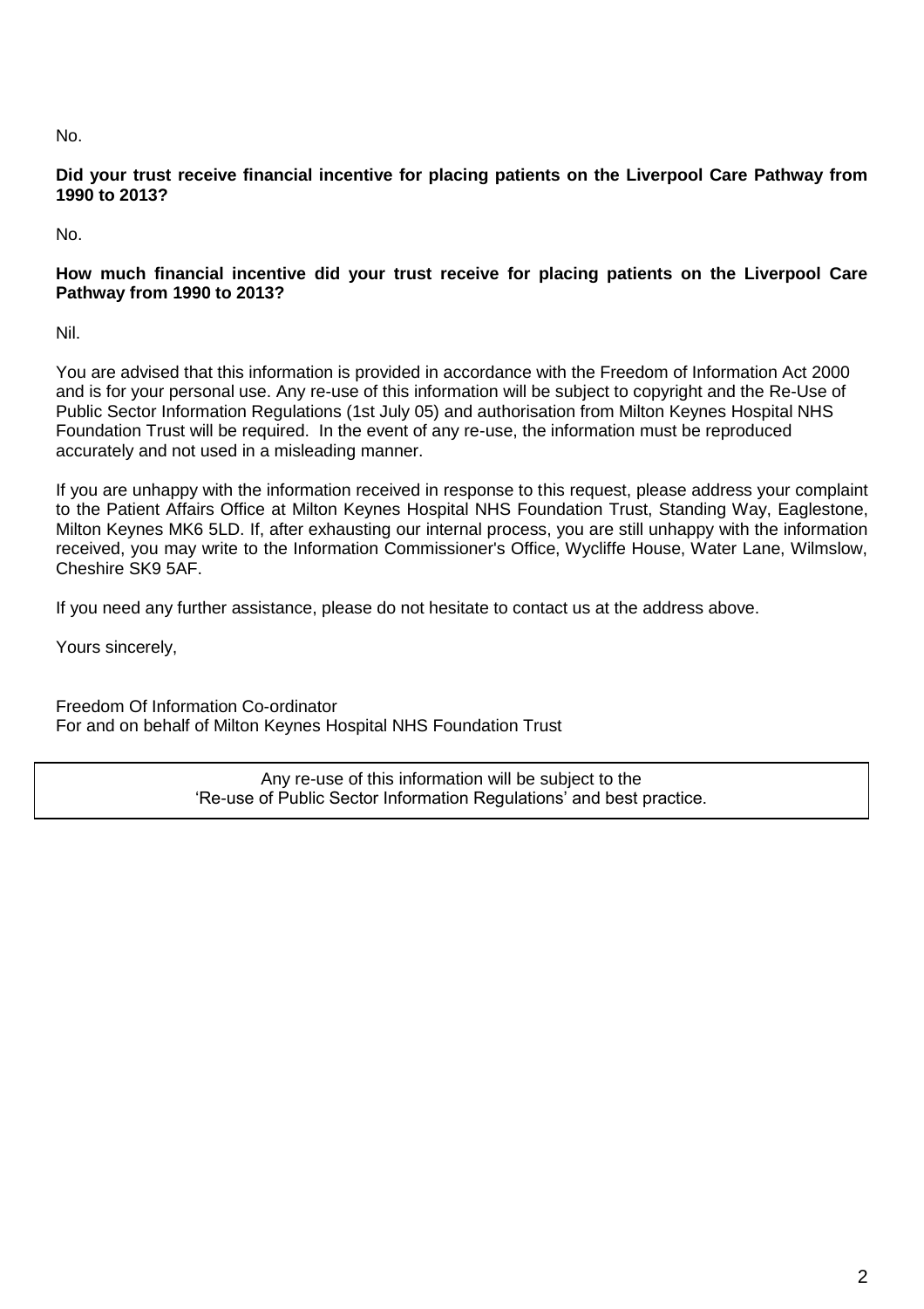No.

**Did your trust receive financial incentive for placing patients on the Liverpool Care Pathway from 1990 to 2013?**

No.

**How much financial incentive did your trust receive for placing patients on the Liverpool Care Pathway from 1990 to 2013?**

Nil.

You are advised that this information is provided in accordance with the Freedom of Information Act 2000 and is for your personal use. Any re-use of this information will be subject to copyright and the Re-Use of Public Sector Information Regulations (1st July 05) and authorisation from Milton Keynes Hospital NHS Foundation Trust will be required. In the event of any re-use, the information must be reproduced accurately and not used in a misleading manner.

If you are unhappy with the information received in response to this request, please address your complaint to the Patient Affairs Office at Milton Keynes Hospital NHS Foundation Trust, Standing Way, Eaglestone, Milton Keynes MK6 5LD. If, after exhausting our internal process, you are still unhappy with the information received, you may write to the Information Commissioner's Office, Wycliffe House, Water Lane, Wilmslow, Cheshire SK9 5AF.

If you need any further assistance, please do not hesitate to contact us at the address above.

Yours sincerely,

Freedom Of Information Co-ordinator
For and on behalf of Milton Keynes Hospital NHS Foundation Trust

Any re-use of this information will be subject to the
'Re-use of Public Sector Information Regulations' and best practice.